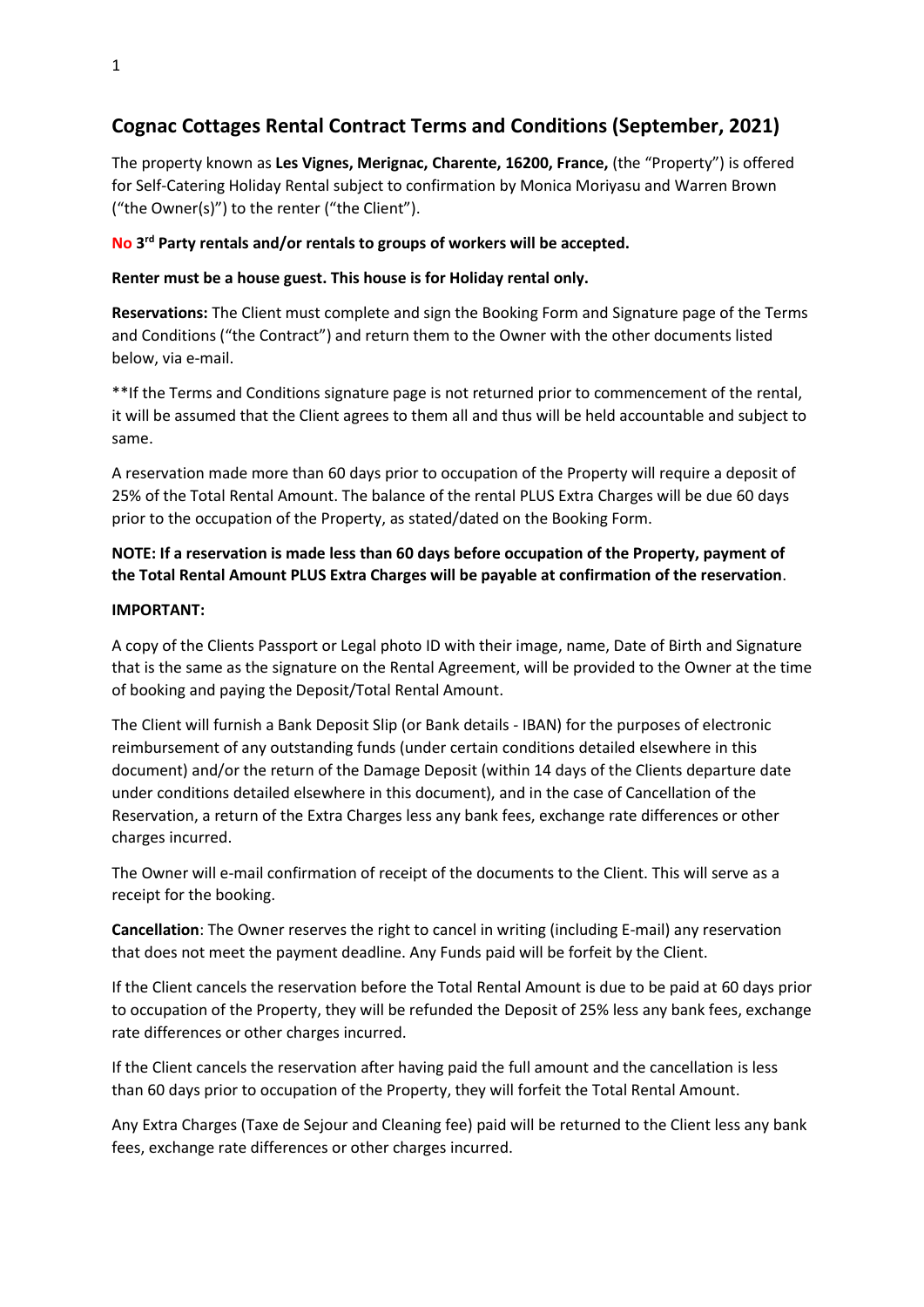## Cognac Cottages Rental Contract Terms and Conditions (September, 2021)

The property known as **Les Vignes, Merignac, Charente, 16200, France,** (the "Property") is offered for Self-Catering Holiday Rental subject to confirmation by Monica Moriyasu and Warren Brown ("the Owner(s)") to the renter ("the Client").

**No 3rd Party rentals and/or rentals to groups of workers will be accepted.**

**Renter must be a house guest. This house is for Holiday rental only.**

**Reservations:** The Client must complete and sign the Booking Form and Signature page of the Terms and Conditions ("the Contract") and return them to the Owner with the other documents listed below, via e-mail.

**If the Terms and Conditions signature page is not returned prior to commencement of the rental, it will be assumed that the Client agrees to them all and thus will be held accountable and subject to same.

A reservation made more than 60 days prior to occupation of the Property will require a deposit of 25% of the Total Rental Amount. The balance of the rental PLUS Extra Charges will be due 60 days prior to the occupation of the Property, as stated/dated on the Booking Form.

**NOTE: If a reservation is made less than 60 days before occupation of the Property, payment of the Total Rental Amount PLUS Extra Charges will be payable at confirmation of the reservation**.

**IMPORTANT:**

A copy of the Clients Passport or Legal photo ID with their image, name, Date of Birth and Signature that is the same as the signature on the Rental Agreement, will be provided to the Owner at the time of booking and paying the Deposit/Total Rental Amount.

The Client will furnish a Bank Deposit Slip (or Bank details - IBAN) for the purposes of electronic reimbursement of any outstanding funds (under certain conditions detailed elsewhere in this document) and/or the return of the Damage Deposit (within 14 days of the Clients departure date under conditions detailed elsewhere in this document), and in the case of Cancellation of the Reservation, a return of the Extra Charges less any bank fees, exchange rate differences or other charges incurred.

The Owner will e-mail confirmation of receipt of the documents to the Client. This will serve as a receipt for the booking.

**Cancellation**: The Owner reserves the right to cancel in writing (including E-mail) any reservation that does not meet the payment deadline. Any Funds paid will be forfeit by the Client.

If the Client cancels the reservation before the Total Rental Amount is due to be paid at 60 days prior to occupation of the Property, they will be refunded the Deposit of 25% less any bank fees, exchange rate differences or other charges incurred.

If the Client cancels the reservation after having paid the full amount and the cancellation is less than 60 days prior to occupation of the Property, they will forfeit the Total Rental Amount.

Any Extra Charges (Taxe de Sejour and Cleaning fee) paid will be returned to the Client less any bank fees, exchange rate differences or other charges incurred.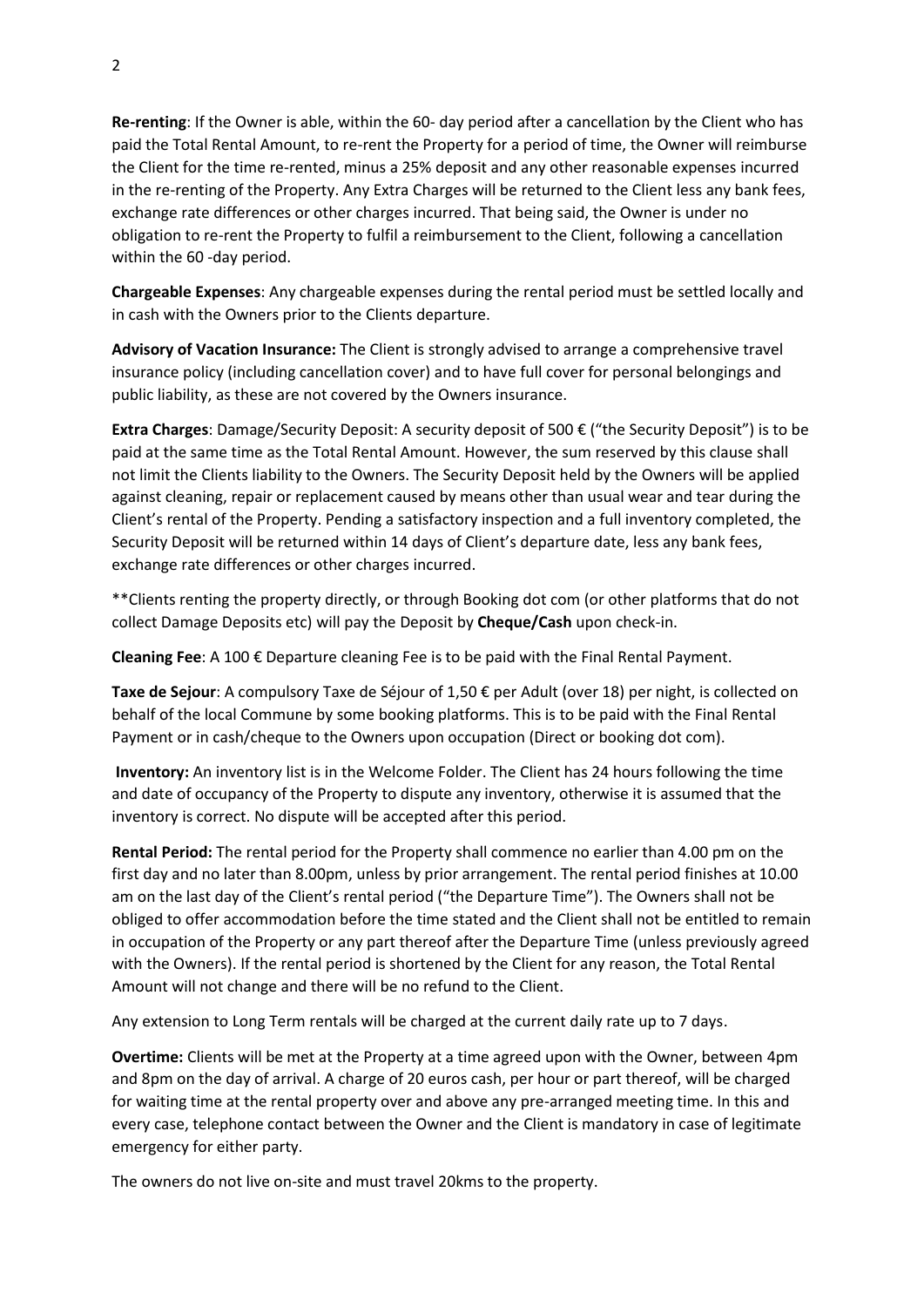**Re-renting**: If the Owner is able, within the 60- day period after a cancellation by the Client who has paid the Total Rental Amount, to re-rent the Property for a period of time, the Owner will reimburse the Client for the time re-rented, minus a 25% deposit and any other reasonable expenses incurred in the re-renting of the Property. Any Extra Charges will be returned to the Client less any bank fees, exchange rate differences or other charges incurred. That being said, the Owner is under no obligation to re-rent the Property to fulfil a reimbursement to the Client, following a cancellation within the 60 -day period.

**Chargeable Expenses**: Any chargeable expenses during the rental period must be settled locally and in cash with the Owners prior to the Clients departure.

**Advisory of Vacation Insurance:** The Client is strongly advised to arrange a comprehensive travel insurance policy (including cancellation cover) and to have full cover for personal belongings and public liability, as these are not covered by the Owners insurance.

**Extra Charges**: Damage/Security Deposit: A security deposit of 500 € ("the Security Deposit") is to be paid at the same time as the Total Rental Amount. However, the sum reserved by this clause shall not limit the Clients liability to the Owners. The Security Deposit held by the Owners will be applied against cleaning, repair or replacement caused by means other than usual wear and tear during the Client's rental of the Property. Pending a satisfactory inspection and a full inventory completed, the Security Deposit will be returned within 14 days of Client's departure date, less any bank fees, exchange rate differences or other charges incurred.

**Clients renting the property directly, or through Booking dot com (or other platforms that do not collect Damage Deposits etc) will pay the Deposit by **Cheque/Cash** upon check-in.

**Cleaning Fee**: A 100 € Departure cleaning Fee is to be paid with the Final Rental Payment.

**Taxe de Sejour**: A compulsory Taxe de Séjour of 1,50 € per Adult (over 18) per night, is collected on behalf of the local Commune by some booking platforms. This is to be paid with the Final Rental Payment or in cash/cheque to the Owners upon occupation (Direct or booking dot com).

**Inventory:** An inventory list is in the Welcome Folder. The Client has 24 hours following the time and date of occupancy of the Property to dispute any inventory, otherwise it is assumed that the inventory is correct. No dispute will be accepted after this period.

**Rental Period:** The rental period for the Property shall commence no earlier than 4.00 pm on the first day and no later than 8.00pm, unless by prior arrangement. The rental period finishes at 10.00 am on the last day of the Client's rental period ("the Departure Time"). The Owners shall not be obliged to offer accommodation before the time stated and the Client shall not be entitled to remain in occupation of the Property or any part thereof after the Departure Time (unless previously agreed with the Owners). If the rental period is shortened by the Client for any reason, the Total Rental Amount will not change and there will be no refund to the Client.

Any extension to Long Term rentals will be charged at the current daily rate up to 7 days.

**Overtime:** Clients will be met at the Property at a time agreed upon with the Owner, between 4pm and 8pm on the day of arrival. A charge of 20 euros cash, per hour or part thereof, will be charged for waiting time at the rental property over and above any pre-arranged meeting time. In this and every case, telephone contact between the Owner and the Client is mandatory in case of legitimate emergency for either party.

The owners do not live on-site and must travel 20kms to the property.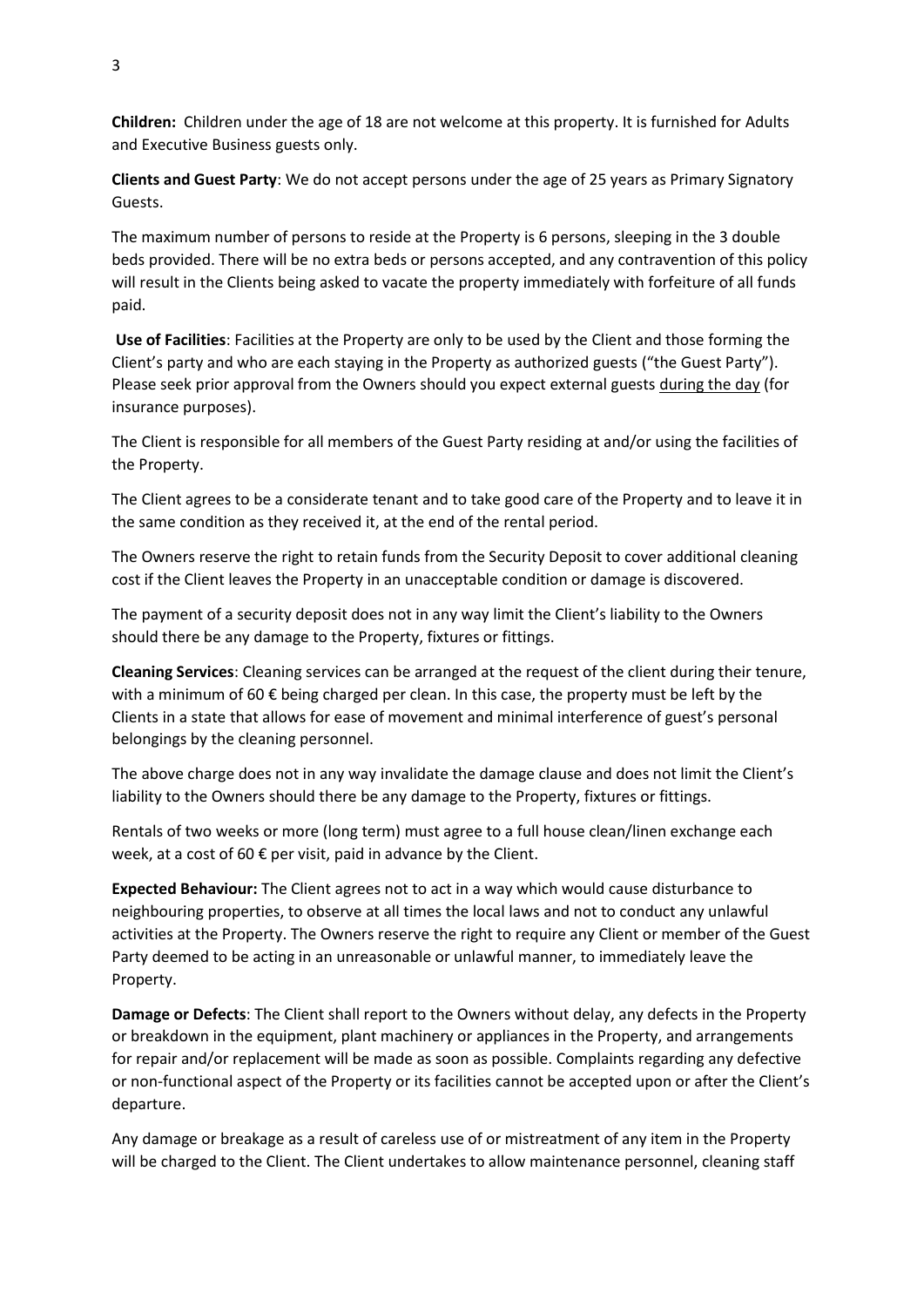**Children:** Children under the age of 18 are not welcome at this property. It is furnished for Adults and Executive Business guests only.

**Clients and Guest Party**: We do not accept persons under the age of 25 years as Primary Signatory Guests.

The maximum number of persons to reside at the Property is 6 persons, sleeping in the 3 double beds provided. There will be no extra beds or persons accepted, and any contravention of this policy will result in the Clients being asked to vacate the property immediately with forfeiture of all funds paid.

**Use of Facilities**: Facilities at the Property are only to be used by the Client and those forming the Client's party and who are each staying in the Property as authorized guests ("the Guest Party"). Please seek prior approval from the Owners should you expect external guests <u>during the day</u> (for insurance purposes).

The Client is responsible for all members of the Guest Party residing at and/or using the facilities of the Property.

The Client agrees to be a considerate tenant and to take good care of the Property and to leave it in the same condition as they received it, at the end of the rental period.

The Owners reserve the right to retain funds from the Security Deposit to cover additional cleaning cost if the Client leaves the Property in an unacceptable condition or damage is discovered.

The payment of a security deposit does not in any way limit the Client's liability to the Owners should there be any damage to the Property, fixtures or fittings.

**Cleaning Services**: Cleaning services can be arranged at the request of the client during their tenure, with a minimum of 60 € being charged per clean. In this case, the property must be left by the Clients in a state that allows for ease of movement and minimal interference of guest's personal belongings by the cleaning personnel.

The above charge does not in any way invalidate the damage clause and does not limit the Client's liability to the Owners should there be any damage to the Property, fixtures or fittings.

Rentals of two weeks or more (long term) must agree to a full house clean/linen exchange each week, at a cost of 60 € per visit, paid in advance by the Client.

**Expected Behaviour:** The Client agrees not to act in a way which would cause disturbance to neighbouring properties, to observe at all times the local laws and not to conduct any unlawful activities at the Property. The Owners reserve the right to require any Client or member of the Guest Party deemed to be acting in an unreasonable or unlawful manner, to immediately leave the Property.

**Damage or Defects**: The Client shall report to the Owners without delay, any defects in the Property or breakdown in the equipment, plant machinery or appliances in the Property, and arrangements for repair and/or replacement will be made as soon as possible. Complaints regarding any defective or non-functional aspect of the Property or its facilities cannot be accepted upon or after the Client's departure.

Any damage or breakage as a result of careless use of or mistreatment of any item in the Property will be charged to the Client. The Client undertakes to allow maintenance personnel, cleaning staff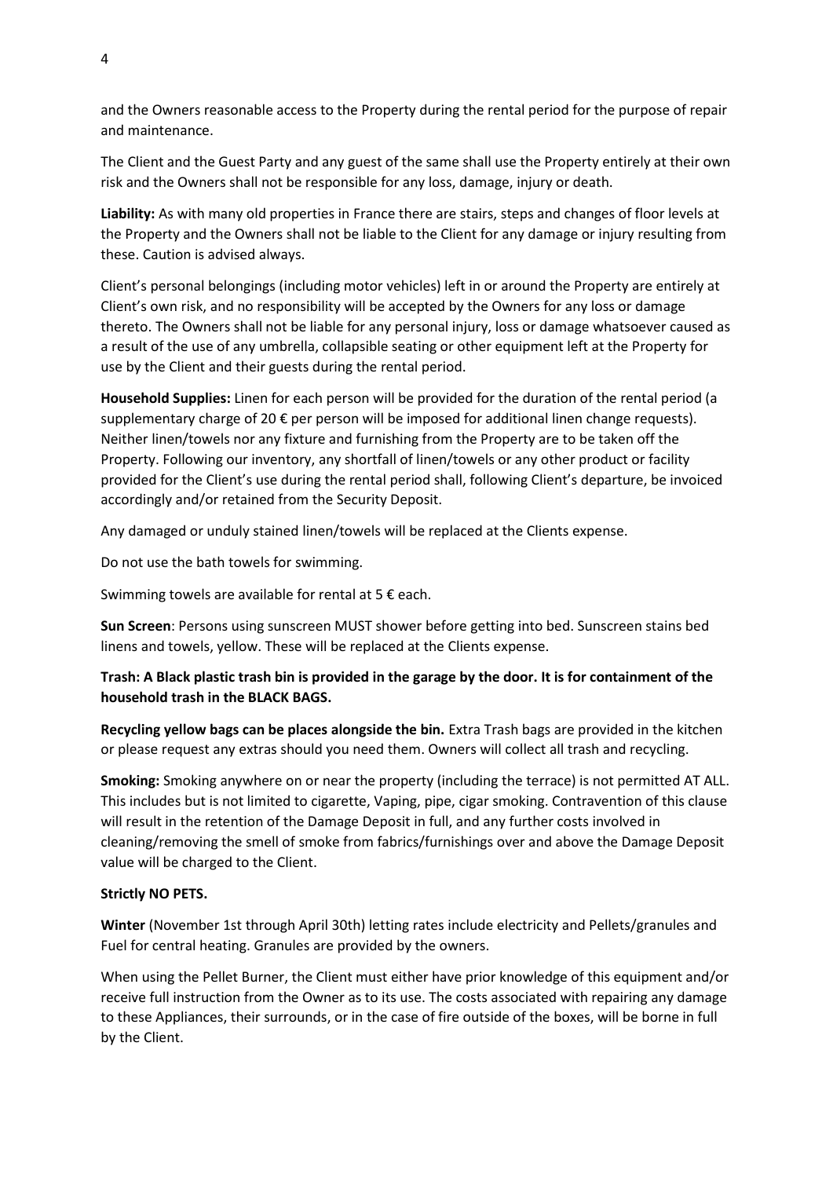and the Owners reasonable access to the Property during the rental period for the purpose of repair and maintenance.

The Client and the Guest Party and any guest of the same shall use the Property entirely at their own risk and the Owners shall not be responsible for any loss, damage, injury or death.

**Liability:** As with many old properties in France there are stairs, steps and changes of floor levels at the Property and the Owners shall not be liable to the Client for any damage or injury resulting from these. Caution is advised always.

Client's personal belongings (including motor vehicles) left in or around the Property are entirely at Client's own risk, and no responsibility will be accepted by the Owners for any loss or damage thereto. The Owners shall not be liable for any personal injury, loss or damage whatsoever caused as a result of the use of any umbrella, collapsible seating or other equipment left at the Property for use by the Client and their guests during the rental period.

**Household Supplies:** Linen for each person will be provided for the duration of the rental period (a supplementary charge of 20 € per person will be imposed for additional linen change requests). Neither linen/towels nor any fixture and furnishing from the Property are to be taken off the Property. Following our inventory, any shortfall of linen/towels or any other product or facility provided for the Client's use during the rental period shall, following Client's departure, be invoiced accordingly and/or retained from the Security Deposit.

Any damaged or unduly stained linen/towels will be replaced at the Clients expense.

Do not use the bath towels for swimming.

Swimming towels are available for rental at 5 € each.

**Sun Screen**: Persons using sunscreen MUST shower before getting into bed. Sunscreen stains bed linens and towels, yellow. These will be replaced at the Clients expense.

**Trash: A Black plastic trash bin is provided in the garage by the door. It is for containment of the household trash in the BLACK BAGS.**

**Recycling yellow bags can be places alongside the bin.** Extra Trash bags are provided in the kitchen or please request any extras should you need them. Owners will collect all trash and recycling.

**Smoking:** Smoking anywhere on or near the property (including the terrace) is not permitted AT ALL. This includes but is not limited to cigarette, Vaping, pipe, cigar smoking. Contravention of this clause will result in the retention of the Damage Deposit in full, and any further costs involved in cleaning/removing the smell of smoke from fabrics/furnishings over and above the Damage Deposit value will be charged to the Client.

**Strictly NO PETS.**

**Winter** (November 1st through April 30th) letting rates include electricity and Pellets/granules and Fuel for central heating. Granules are provided by the owners.

When using the Pellet Burner, the Client must either have prior knowledge of this equipment and/or receive full instruction from the Owner as to its use. The costs associated with repairing any damage to these Appliances, their surrounds, or in the case of fire outside of the boxes, will be borne in full by the Client.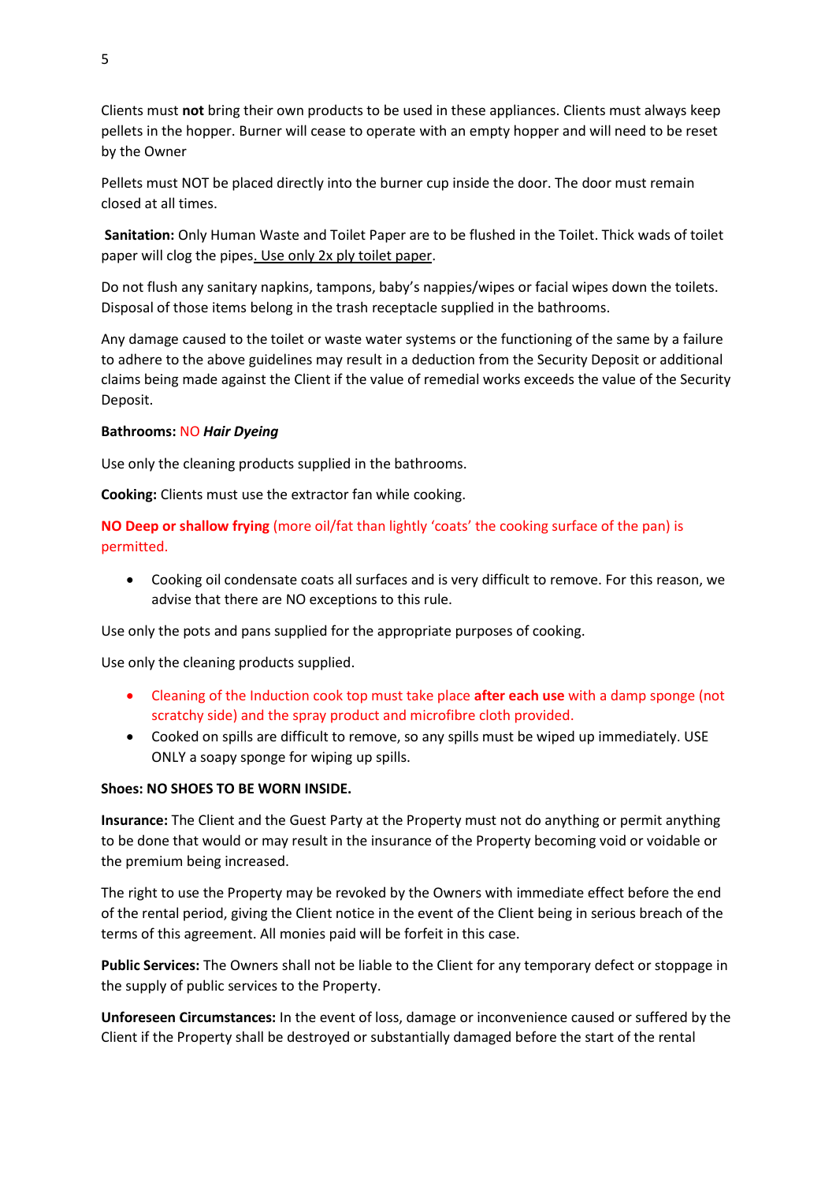Clients must **not** bring their own products to be used in these appliances. Clients must always keep pellets in the hopper. Burner will cease to operate with an empty hopper and will need to be reset by the Owner

Pellets must NOT be placed directly into the burner cup inside the door. The door must remain closed at all times.

**Sanitation:** Only Human Waste and Toilet Paper are to be flushed in the Toilet. Thick wads of toilet paper will clog the pipes. Use only 2x ply toilet paper.

Do not flush any sanitary napkins, tampons, baby's nappies/wipes or facial wipes down the toilets. Disposal of those items belong in the trash receptacle supplied in the bathrooms.

Any damage caused to the toilet or waste water systems or the functioning of the same by a failure to adhere to the above guidelines may result in a deduction from the Security Deposit or additional claims being made against the Client if the value of remedial works exceeds the value of the Security Deposit.

**Bathrooms:** NO ***Hair Dyeing***

Use only the cleaning products supplied in the bathrooms.

**Cooking:** Clients must use the extractor fan while cooking.

**NO Deep or shallow frying** (more oil/fat than lightly 'coats' the cooking surface of the pan) is permitted.

- Cooking oil condensate coats all surfaces and is very difficult to remove. For this reason, we advise that there are NO exceptions to this rule.

Use only the pots and pans supplied for the appropriate purposes of cooking.

Use only the cleaning products supplied.

- Cleaning of the Induction cook top must take place **after each use** with a damp sponge (not scratchy side) and the spray product and microfibre cloth provided.
- Cooked on spills are difficult to remove, so any spills must be wiped up immediately. USE ONLY a soapy sponge for wiping up spills.

**Shoes: NO SHOES TO BE WORN INSIDE.**

**Insurance:** The Client and the Guest Party at the Property must not do anything or permit anything to be done that would or may result in the insurance of the Property becoming void or voidable or the premium being increased.

The right to use the Property may be revoked by the Owners with immediate effect before the end of the rental period, giving the Client notice in the event of the Client being in serious breach of the terms of this agreement. All monies paid will be forfeit in this case.

**Public Services:** The Owners shall not be liable to the Client for any temporary defect or stoppage in the supply of public services to the Property.

**Unforeseen Circumstances:** In the event of loss, damage or inconvenience caused or suffered by the Client if the Property shall be destroyed or substantially damaged before the start of the rental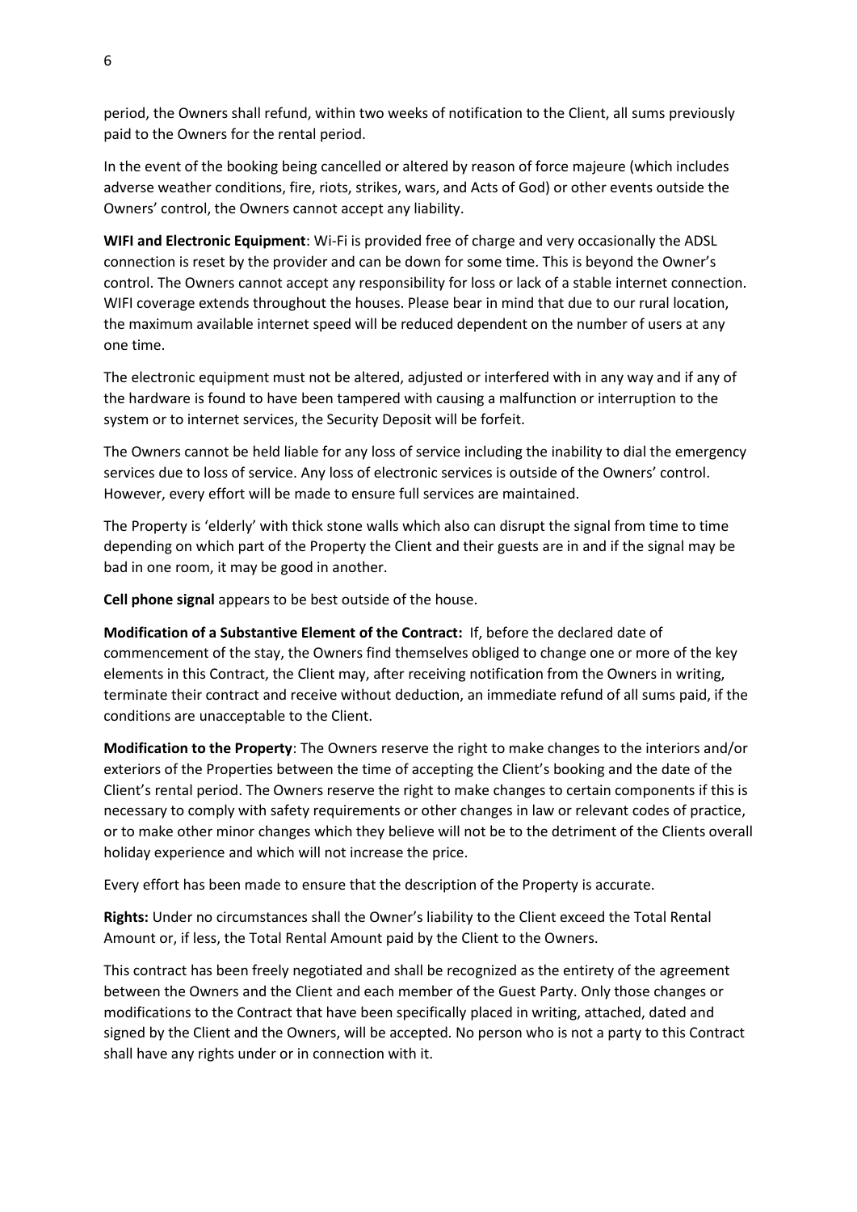period, the Owners shall refund, within two weeks of notification to the Client, all sums previously paid to the Owners for the rental period.

In the event of the booking being cancelled or altered by reason of force majeure (which includes adverse weather conditions, fire, riots, strikes, wars, and Acts of God) or other events outside the Owners' control, the Owners cannot accept any liability.

**WIFI and Electronic Equipment**: Wi-Fi is provided free of charge and very occasionally the ADSL connection is reset by the provider and can be down for some time. This is beyond the Owner's control. The Owners cannot accept any responsibility for loss or lack of a stable internet connection. WIFI coverage extends throughout the houses. Please bear in mind that due to our rural location, the maximum available internet speed will be reduced dependent on the number of users at any one time.

The electronic equipment must not be altered, adjusted or interfered with in any way and if any of the hardware is found to have been tampered with causing a malfunction or interruption to the system or to internet services, the Security Deposit will be forfeit.

The Owners cannot be held liable for any loss of service including the inability to dial the emergency services due to loss of service. Any loss of electronic services is outside of the Owners' control. However, every effort will be made to ensure full services are maintained.

The Property is 'elderly' with thick stone walls which also can disrupt the signal from time to time depending on which part of the Property the Client and their guests are in and if the signal may be bad in one room, it may be good in another.

**Cell phone signal** appears to be best outside of the house.

**Modification of a Substantive Element of the Contract:** If, before the declared date of commencement of the stay, the Owners find themselves obliged to change one or more of the key elements in this Contract, the Client may, after receiving notification from the Owners in writing, terminate their contract and receive without deduction, an immediate refund of all sums paid, if the conditions are unacceptable to the Client.

**Modification to the Property**: The Owners reserve the right to make changes to the interiors and/or exteriors of the Properties between the time of accepting the Client's booking and the date of the Client's rental period. The Owners reserve the right to make changes to certain components if this is necessary to comply with safety requirements or other changes in law or relevant codes of practice, or to make other minor changes which they believe will not be to the detriment of the Clients overall holiday experience and which will not increase the price.

Every effort has been made to ensure that the description of the Property is accurate.

**Rights:** Under no circumstances shall the Owner's liability to the Client exceed the Total Rental Amount or, if less, the Total Rental Amount paid by the Client to the Owners.

This contract has been freely negotiated and shall be recognized as the entirety of the agreement between the Owners and the Client and each member of the Guest Party. Only those changes or modifications to the Contract that have been specifically placed in writing, attached, dated and signed by the Client and the Owners, will be accepted. No person who is not a party to this Contract shall have any rights under or in connection with it.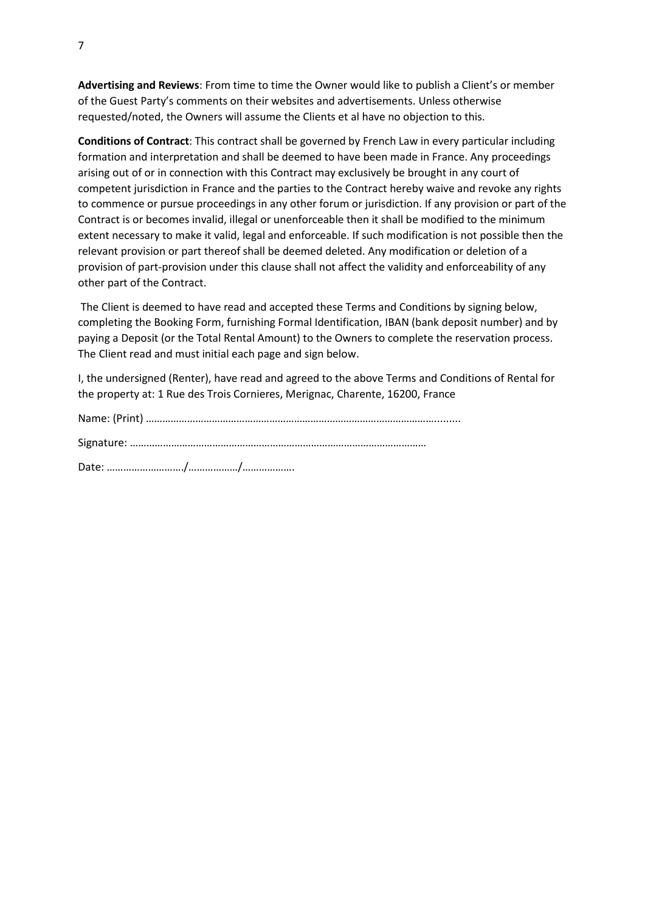**Advertising and Reviews**: From time to time the Owner would like to publish a Client's or member of the Guest Party's comments on their websites and advertisements. Unless otherwise requested/noted, the Owners will assume the Clients et al have no objection to this.

**Conditions of Contract**: This contract shall be governed by French Law in every particular including formation and interpretation and shall be deemed to have been made in France. Any proceedings arising out of or in connection with this Contract may exclusively be brought in any court of competent jurisdiction in France and the parties to the Contract hereby waive and revoke any rights to commence or pursue proceedings in any other forum or jurisdiction. If any provision or part of the Contract is or becomes invalid, illegal or unenforceable then it shall be modified to the minimum extent necessary to make it valid, legal and enforceable. If such modification is not possible then the relevant provision or part thereof shall be deemed deleted. Any modification or deletion of a provision of part-provision under this clause shall not affect the validity and enforceability of any other part of the Contract.

The Client is deemed to have read and accepted these Terms and Conditions by signing below, completing the Booking Form, furnishing Formal Identification, IBAN (bank deposit number) and by paying a Deposit (or the Total Rental Amount) to the Owners to complete the reservation process. The Client read and must initial each page and sign below.

I, the undersigned (Renter), have read and agreed to the above Terms and Conditions of Rental for the property at: 1 Rue des Trois Cornieres, Merignac, Charente, 16200, France

Name: (Print) ……………………………………………………………………………………………........

Signature: ………………………………………………………………………………………………

Date: ………………………/………………/……………….